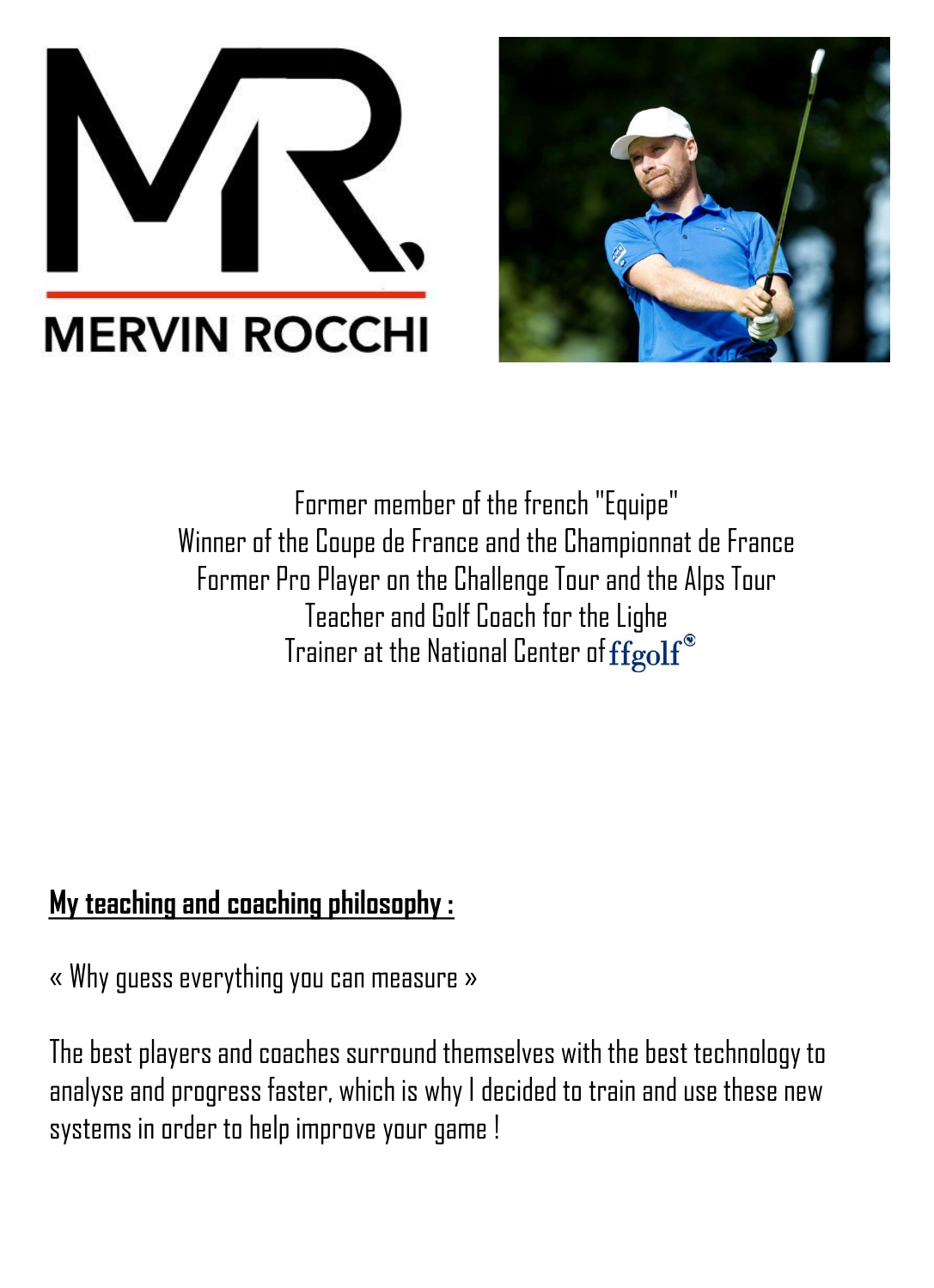MERVIN ROCCHI

Former member of the french "Equipe"
Winner of the Coupe de France and the Championnat de France
Former Pro Player on the Challenge Tour and the Alps Tour
Teacher and Golf Coach for the Lighe
Trainer at the National Center of ffgolf

**My teaching and coaching philosophy :**

« Why guess everything you can measure »

The best players and coaches surround themselves with the best technology to analyse and progress faster, which is why I decided to train and use these new systems in order to help improve your game !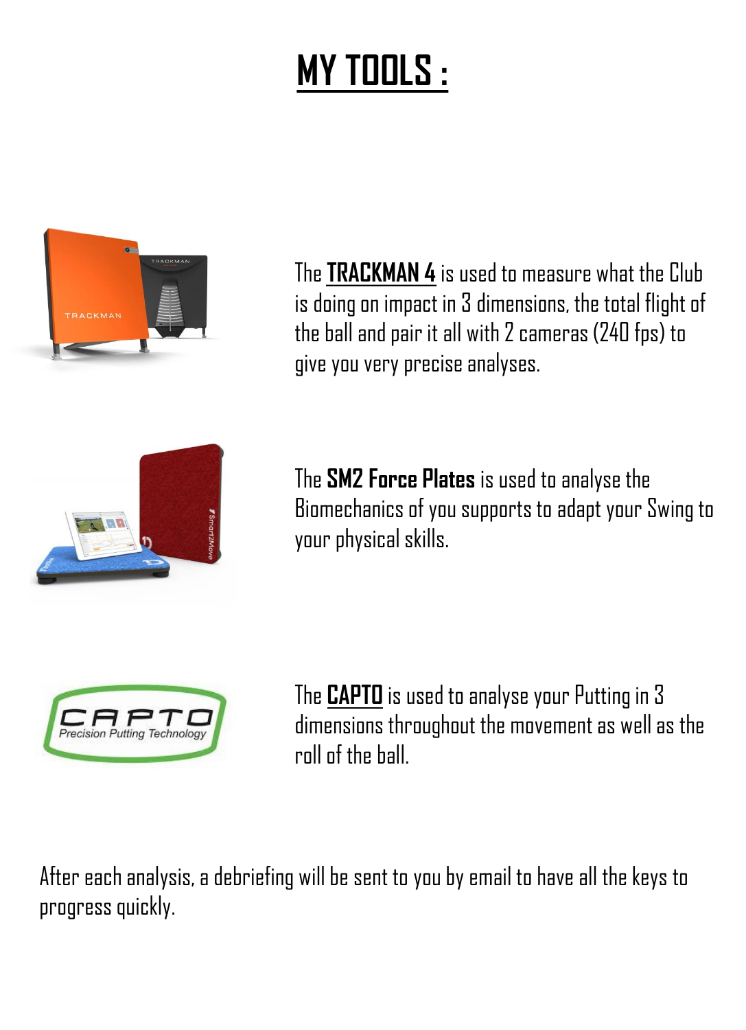# MY TOOLS :

The **TRACKMAN 4** is used to measure what the Club is doing on impact in 3 dimensions, the total flight of the ball and pair it all with 2 cameras (240 fps) to give you very precise analyses.

The **SM2 Force Plates** is used to analyse the Biomechanics of you supports to adapt your Swing to your physical skills.

The **CAPTO** is used to analyse your Putting in 3 dimensions throughout the movement as well as the roll of the ball.

After each analysis, a debriefing will be sent to you by email to have all the keys to progress quickly.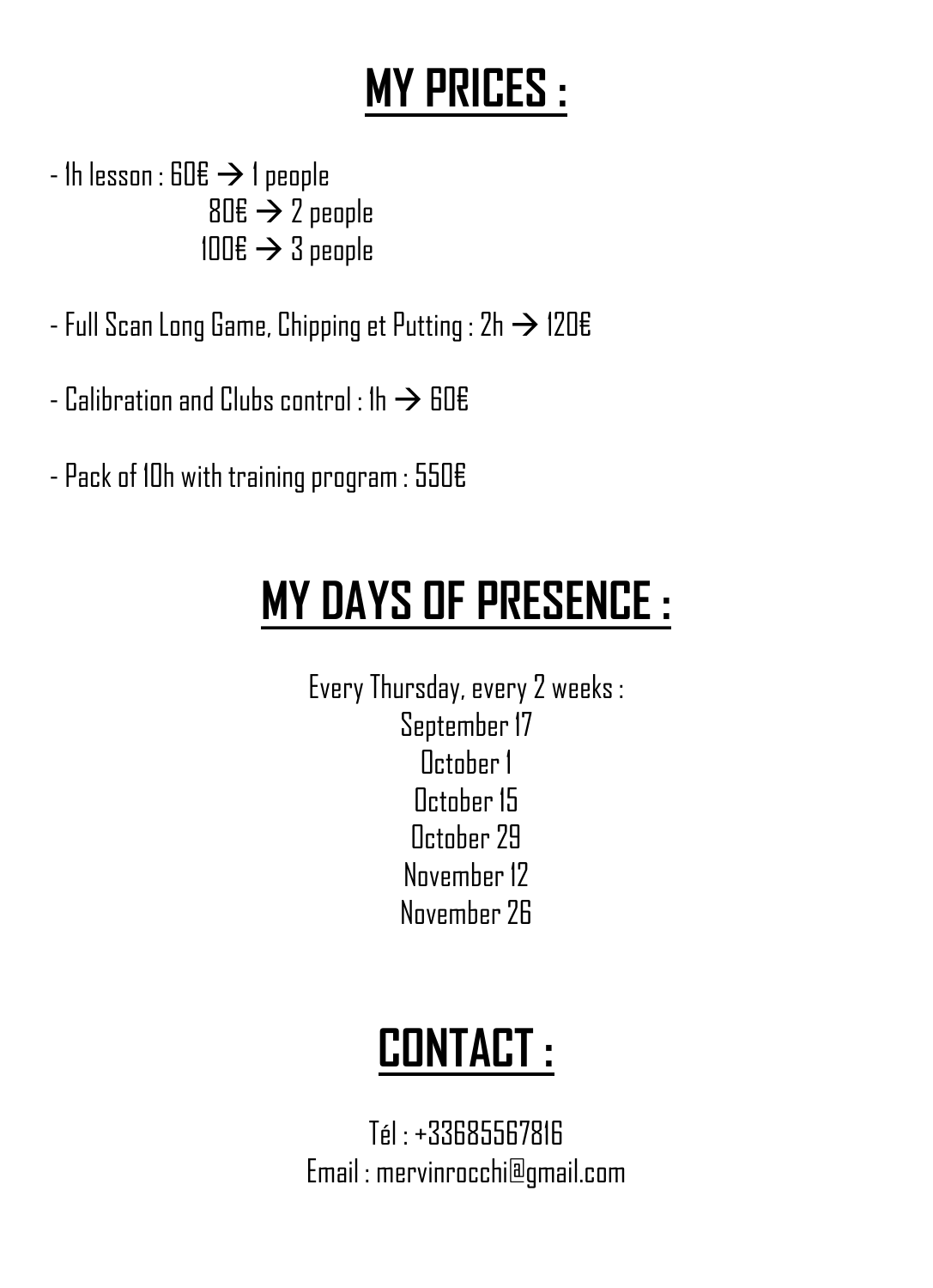# **MY PRICES :**

- 1h lesson : 60€ → 1 people
  80€ → 2 people
  100€ → 3 people

- Full Scan Long Game, Chipping et Putting : 2h → 120€

- Calibration and Clubs control : 1h → 60€

- Pack of 10h with training program : 550€

# **MY DAYS OF PRESENCE :**

Every Thursday, every 2 weeks :
September 17
October 1
October 15
October 29
November 12
November 26

# **CONTACT :**

Tél : +33685567816
Email : mervinrocchi@gmail.com